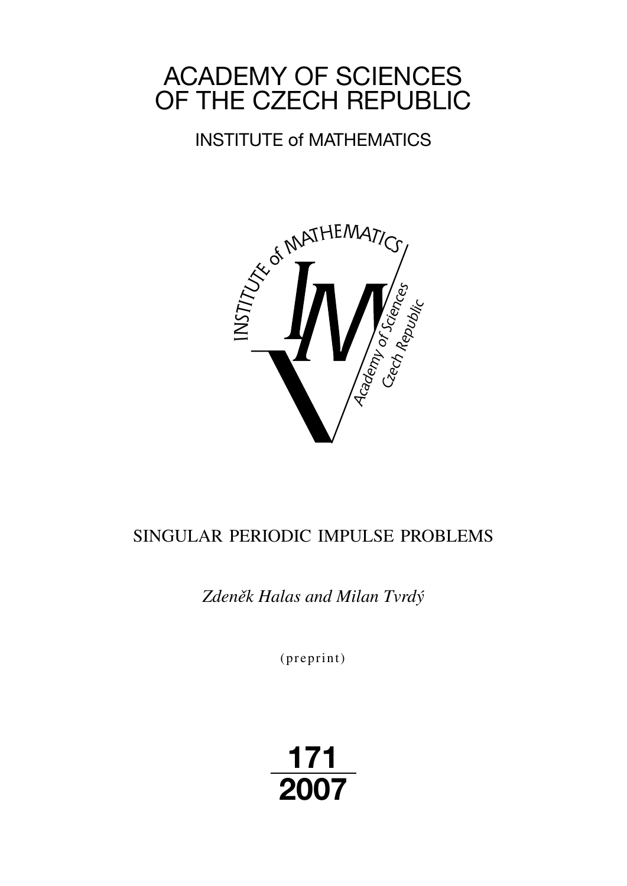# ACADEMY OF SCIENCES OF THE CZECH REPUBLIC

## INSTITUTE of MATHEMATICS

SINGULAR PERIODIC IMPULSE PROBLEMS

*Zdeněk Halas and Milan Tvrdý*

(preprint)

**171**
**2007**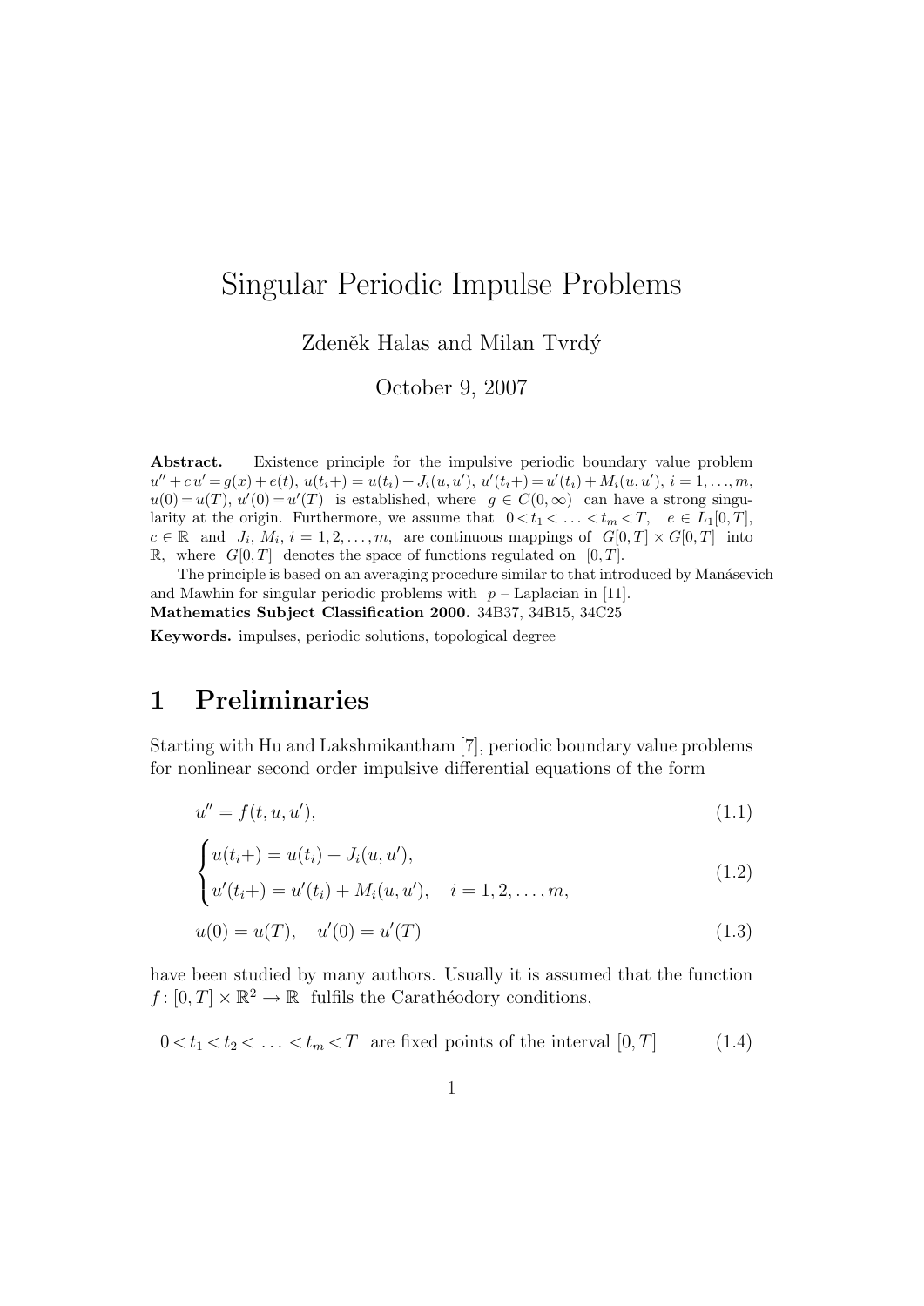# Singular Periodic Impulse Problems

Zdeněk Halas and Milan Tvrdý

October 9, 2007

**Abstract.** Existence principle for the impulsive periodic boundary value problem $u'' + c\,u' = g(x) + e(t)$, $u(t_i+) = u(t_i) + J_i(u, u')$, $u'(t_i+) = u'(t_i) + M_i(u, u')$, $i = 1, \dots, m$, $u(0) = u(T)$, $u'(0) = u'(T)$ is established, where $g \in C(0, \infty)$ can have a strong singularity at the origin. Furthermore, we assume that $0 < t_1 < \ldots < t_m < T$, $e \in L_1[0, T]$, $c \in \mathbb{R}$ and $J_i$, $M_i$, $i = 1, 2, \dots, m$, are continuous mappings of $G[0, T] \times G[0, T]$ into $\mathbb{R}$, where $G[0, T]$ denotes the space of functions regulated on $[0, T]$.

The principle is based on an averaging procedure similar to that introduced by Manásevich and Mawhin for singular periodic problems with $p$ – Laplacian in [11].

**Mathematics Subject Classification 2000.** 34B37, 34B15, 34C25

**Keywords.** impulses, periodic solutions, topological degree

## 1 Preliminaries

Starting with Hu and Lakshmikantham [7], periodic boundary value problems for nonlinear second order impulsive differential equations of the form

$$u'' = f(t, u, u'), \tag{1.1}$$

$$\begin{cases} u(t_i+) = u(t_i) + J_i(u, u'), \\ u'(t_i+) = u'(t_i) + M_i(u, u'), \quad i = 1, 2, \dots, m, \end{cases} \tag{1.2}$$

$$u(0) = u(T), \quad u'(0) = u'(T) \tag{1.3}$$

have been studied by many authors. Usually it is assumed that the function $f : [0, T] \times \mathbb{R}^2 \to \mathbb{R}$ fulfils the Carathéodory conditions,

$$0 < t_1 < t_2 < \ldots < t_m < T \text{ are fixed points of the interval } [0, T] \tag{1.4}$$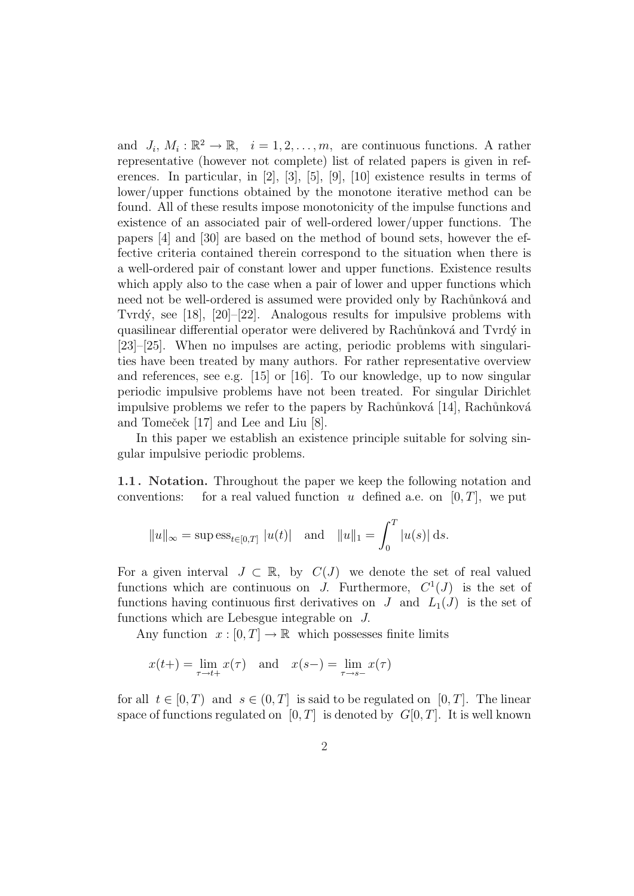and $J_i,\, M_i : \mathbb{R}^2 \to \mathbb{R}, \quad i = 1, 2, \ldots, m,$ are continuous functions. A rather representative (however not complete) list of related papers is given in references. In particular, in [2], [3], [5], [9], [10] existence results in terms of lower/upper functions obtained by the monotone iterative method can be found. All of these results impose monotonicity of the impulse functions and existence of an associated pair of well-ordered lower/upper functions. The papers [4] and [30] are based on the method of bound sets, however the effective criteria contained therein correspond to the situation when there is a well-ordered pair of constant lower and upper functions. Existence results which apply also to the case when a pair of lower and upper functions which need not be well-ordered is assumed were provided only by Rachůnková and Tvrdý, see [18], [20]–[22]. Analogous results for impulsive problems with quasilinear differential operator were delivered by Rachůnková and Tvrdý in [23]–[25]. When no impulses are acting, periodic problems with singularities have been treated by many authors. For rather representative overview and references, see e.g. [15] or [16]. To our knowledge, up to now singular periodic impulsive problems have not been treated. For singular Dirichlet impulsive problems we refer to the papers by Rachůnková [14], Rachůnková and Tomeček [17] and Lee and Liu [8].

In this paper we establish an existence principle suitable for solving singular impulsive periodic problems.

**1.1. Notation.** Throughout the paper we keep the following notation and conventions: for a real valued function $u$ defined a.e. on $[0,T]$, we put

$$\|u\|_\infty = \sup \operatorname{ess}_{t\in[0,T]}\, |u(t)| \quad \text{and} \quad \|u\|_1 = \int_0^T |u(s)|\,\mathrm{d}s.$$

For a given interval $J \subset \mathbb{R}$, by $C(J)$ we denote the set of real valued functions which are continuous on $J$. Furthermore, $C^1(J)$ is the set of functions having continuous first derivatives on $J$ and $L_1(J)$ is the set of functions which are Lebesgue integrable on $J$.

Any function $x : [0,T] \to \mathbb{R}$ which possesses finite limits

$$x(t+) = \lim_{\tau\to t+} x(\tau) \quad \text{and} \quad x(s-) = \lim_{\tau\to s-} x(\tau)$$

for all $t \in [0,T)$ and $s \in (0,T]$ is said to be regulated on $[0,T]$. The linear space of functions regulated on $[0,T]$ is denoted by $G[0,T]$. It is well known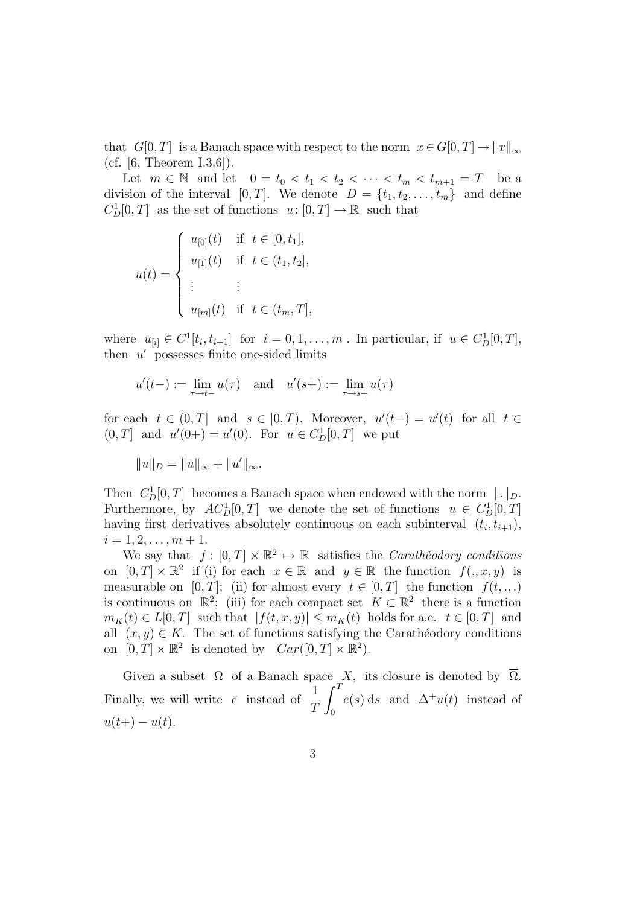that $G[0,T]$ is a Banach space with respect to the norm $x \in G[0,T] \to \|x\|_\infty$ (cf. [6, Theorem I.3.6]).

Let $m \in \mathbb{N}$ and let $0 = t_0 < t_1 < t_2 < \cdots < t_m < t_{m+1} = T$ be a division of the interval $[0,T]$. We denote $D = \{t_1, t_2, \ldots, t_m\}$ and define $C^1_D[0,T]$ as the set of functions $u \colon [0,T] \to \mathbb{R}$ such that

$$u(t) = \begin{cases} u_{[0]}(t) & \text{if } t \in [0, t_1], \\ u_{[1]}(t) & \text{if } t \in (t_1, t_2], \\ \vdots & \vdots \\ u_{[m]}(t) & \text{if } t \in (t_m, T], \end{cases}$$

where $u_{[i]} \in C^1[t_i, t_{i+1}]$ for $i = 0, 1, \ldots, m$ . In particular, if $u \in C^1_D[0,T]$, then $u'$ possesses finite one-sided limits

$$u'(t-) := \lim_{\tau \to t-} u(\tau) \quad \text{and} \quad u'(s+) := \lim_{\tau \to s+} u(\tau)$$

for each $t \in (0,T]$ and $s \in [0,T)$. Moreover, $u'(t-) = u'(t)$ for all $t \in (0,T]$ and $u'(0+) = u'(0)$. For $u \in C^1_D[0,T]$ we put

$$\|u\|_D = \|u\|_\infty + \|u'\|_\infty.$$

Then $C^1_D[0,T]$ becomes a Banach space when endowed with the norm $\|.\|_D$. Furthermore, by $AC^1_D[0,T]$ we denote the set of functions $u \in C^1_D[0,T]$ having first derivatives absolutely continuous on each subinterval $(t_i, t_{i+1})$, $i = 1, 2, \ldots, m+1$.

We say that $f : [0,T] \times \mathbb{R}^2 \mapsto \mathbb{R}$ satisfies the *Carathéodory conditions* on $[0,T] \times \mathbb{R}^2$ if (i) for each $x \in \mathbb{R}$ and $y \in \mathbb{R}$ the function $f(.,x,y)$ is measurable on $[0,T]$; (ii) for almost every $t \in [0,T]$ the function $f(t,.,.)$ is continuous on $\mathbb{R}^2$; (iii) for each compact set $K \subset \mathbb{R}^2$ there is a function $m_K(t) \in L[0,T]$ such that $|f(t,x,y)| \le m_K(t)$ holds for a.e. $t \in [0,T]$ and all $(x,y) \in K$. The set of functions satisfying the Carathéodory conditions on $[0,T] \times \mathbb{R}^2$ is denoted by $Car([0,T] \times \mathbb{R}^2)$.

Given a subset $\Omega$ of a Banach space $X$, its closure is denoted by $\overline{\Omega}$. Finally, we will write $\bar{e}$ instead of $\dfrac{1}{T}\displaystyle\int_0^T e(s)\,\mathrm{d}s$ and $\Delta^+ u(t)$ instead of $u(t+) - u(t)$.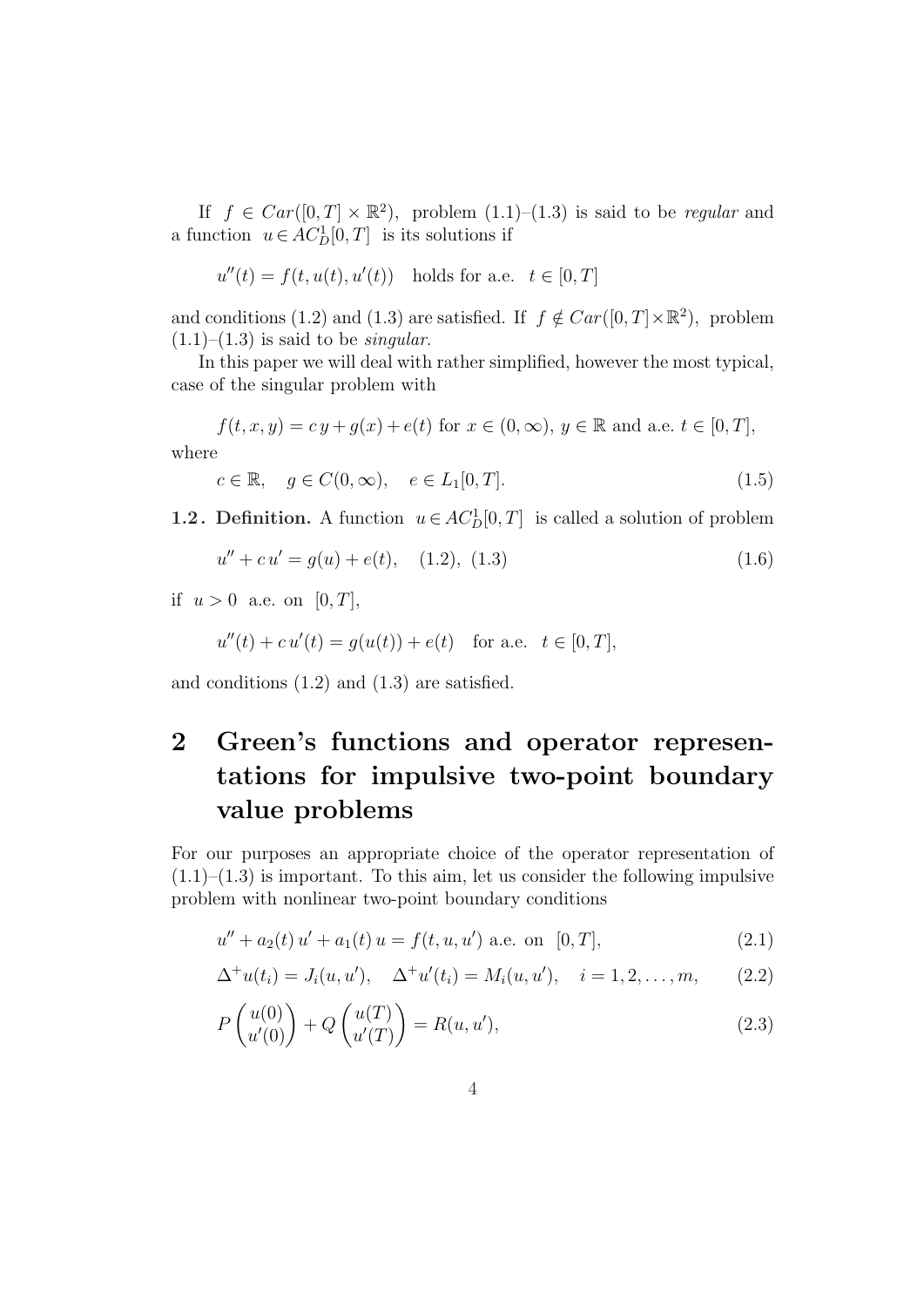If $f \in Car([0,T] \times \mathbb{R}^2)$, problem (1.1)–(1.3) is said to be *regular* and a function $u \in AC^1_D[0,T]$ is its solutions if

$$u''(t) = f(t, u(t), u'(t)) \quad \text{holds for a.e.} \quad t \in [0,T]$$

and conditions (1.2) and (1.3) are satisfied. If $f \notin Car([0,T] \times \mathbb{R}^2)$, problem (1.1)–(1.3) is said to be *singular*.

In this paper we will deal with rather simplified, however the most typical, case of the singular problem with

$$f(t,x,y) = c\,y + g(x) + e(t) \text{ for } x \in (0,\infty),\ y \in \mathbb{R} \text{ and a.e. } t \in [0,T],$$

where

$$c \in \mathbb{R}, \quad g \in C(0,\infty), \quad e \in L_1[0,T]. \tag{1.5}$$

**1.2. Definition.** A function $u \in AC^1_D[0,T]$ is called a solution of problem

$$u'' + c\,u' = g(u) + e(t), \quad (1.2),\ (1.3) \tag{1.6}$$

if $u > 0$ a.e. on $[0,T]$,

$$u''(t) + c\,u'(t) = g(u(t)) + e(t) \quad \text{for a.e.} \quad t \in [0,T],$$

and conditions (1.2) and (1.3) are satisfied.

# 2 Green's functions and operator representations for impulsive two-point boundary value problems

For our purposes an appropriate choice of the operator representation of (1.1)–(1.3) is important. To this aim, let us consider the following impulsive problem with nonlinear two-point boundary conditions

$$u'' + a_2(t)\,u' + a_1(t)\,u = f(t,u,u') \text{ a.e. on } [0,T], \tag{2.1}$$

$$\Delta^+ u(t_i) = J_i(u,u'), \quad \Delta^+ u'(t_i) = M_i(u,u'), \quad i = 1,2,\ldots,m, \tag{2.2}$$

$$P \begin{pmatrix} u(0) \\ u'(0) \end{pmatrix} + Q \begin{pmatrix} u(T) \\ u'(T) \end{pmatrix} = R(u,u'), \tag{2.3}$$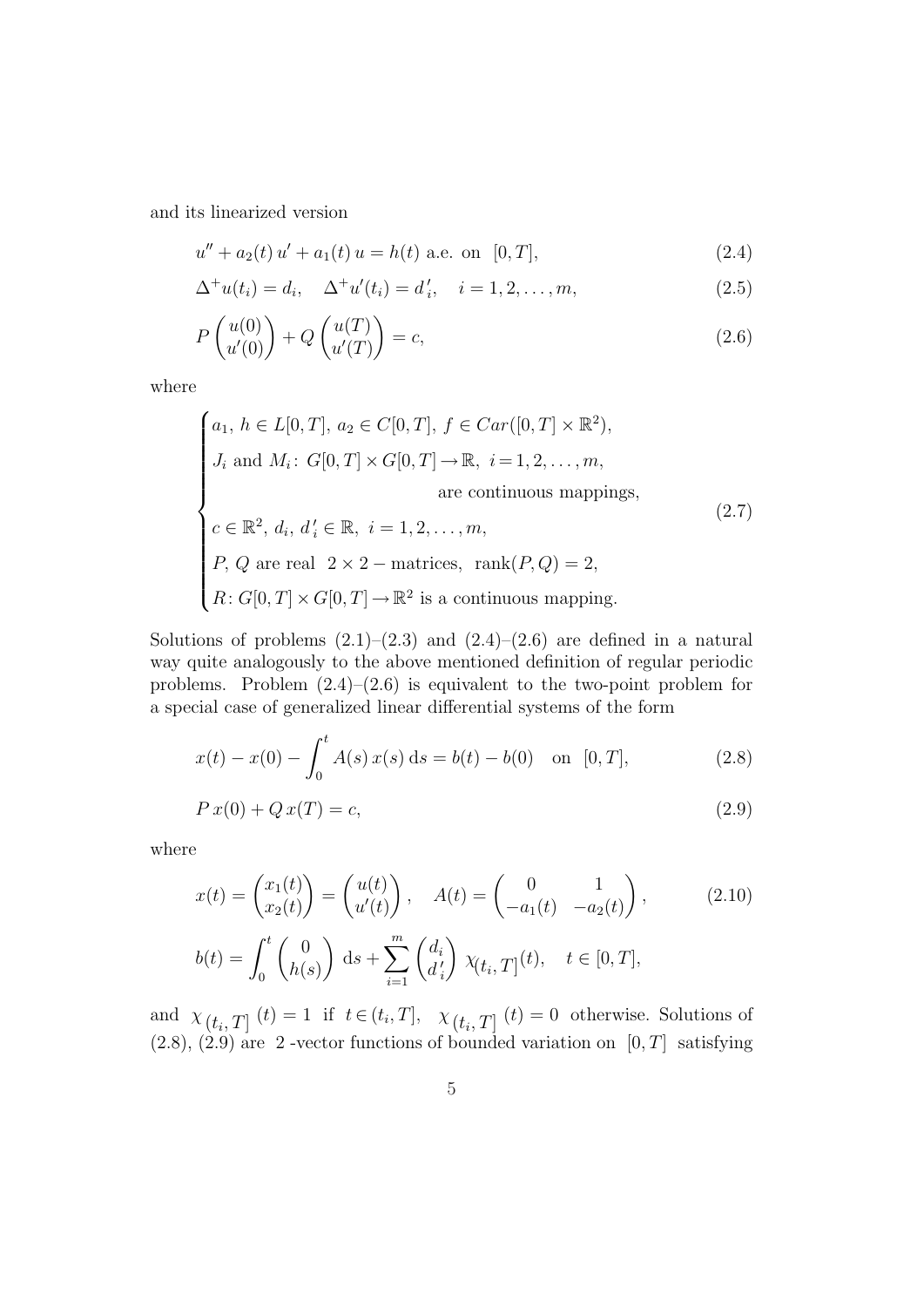and its linearized version

$$u'' + a_2(t)\,u' + a_1(t)\,u = h(t) \text{ a.e. on } [0,T], \tag{2.4}$$

$$\Delta^+ u(t_i) = d_i, \quad \Delta^+ u'(t_i) = d_i', \quad i = 1,2,\dots,m, \tag{2.5}$$

$$P\begin{pmatrix} u(0) \\ u'(0) \end{pmatrix} + Q\begin{pmatrix} u(T) \\ u'(T) \end{pmatrix} = c, \tag{2.6}$$

where

$$\begin{cases} a_1,\, h \in L[0,T],\ a_2 \in C[0,T],\ f \in Car([0,T]\times\mathbb{R}^2), \\ J_i \text{ and } M_i\colon G[0,T]\times G[0,T] \to \mathbb{R},\ i=1,2,\dots,m, \\ \qquad\qquad\qquad\qquad \text{are continuous mappings,} \\ c \in \mathbb{R}^2,\ d_i,\ d_i' \in \mathbb{R},\ i=1,2,\dots,m, \\ P,\ Q \text{ are real } 2\times 2-\text{matrices}, \ \operatorname{rank}(P,Q) = 2, \\ R\colon G[0,T]\times G[0,T] \to \mathbb{R}^2 \text{ is a continuous mapping.} \end{cases} \tag{2.7}$$

Solutions of problems (2.1)–(2.3) and (2.4)–(2.6) are defined in a natural way quite analogously to the above mentioned definition of regular periodic problems. Problem (2.4)–(2.6) is equivalent to the two-point problem for a special case of generalized linear differential systems of the form

$$x(t) - x(0) - \int_0^t A(s)\,x(s)\,\mathrm{d}s = b(t) - b(0) \quad \text{on } [0,T], \tag{2.8}$$

$$P\,x(0) + Q\,x(T) = c, \tag{2.9}$$

where

$$x(t) = \begin{pmatrix} x_1(t) \\ x_2(t) \end{pmatrix} = \begin{pmatrix} u(t) \\ u'(t) \end{pmatrix}, \quad A(t) = \begin{pmatrix} 0 & 1 \\ -a_1(t) & -a_2(t) \end{pmatrix}, \tag{2.10}$$

$$b(t) = \int_0^t \begin{pmatrix} 0 \\ h(s) \end{pmatrix} \mathrm{d}s + \sum_{i=1}^m \begin{pmatrix} d_i \\ d_i' \end{pmatrix} \chi_{(t_i,T]}(t), \quad t \in [0,T],$$

and $\chi_{(t_i,T]}(t) = 1$ if $t \in (t_i,T]$, $\chi_{(t_i,T]}(t) = 0$ otherwise. Solutions of (2.8), (2.9) are 2-vector functions of bounded variation on $[0,T]$ satisfying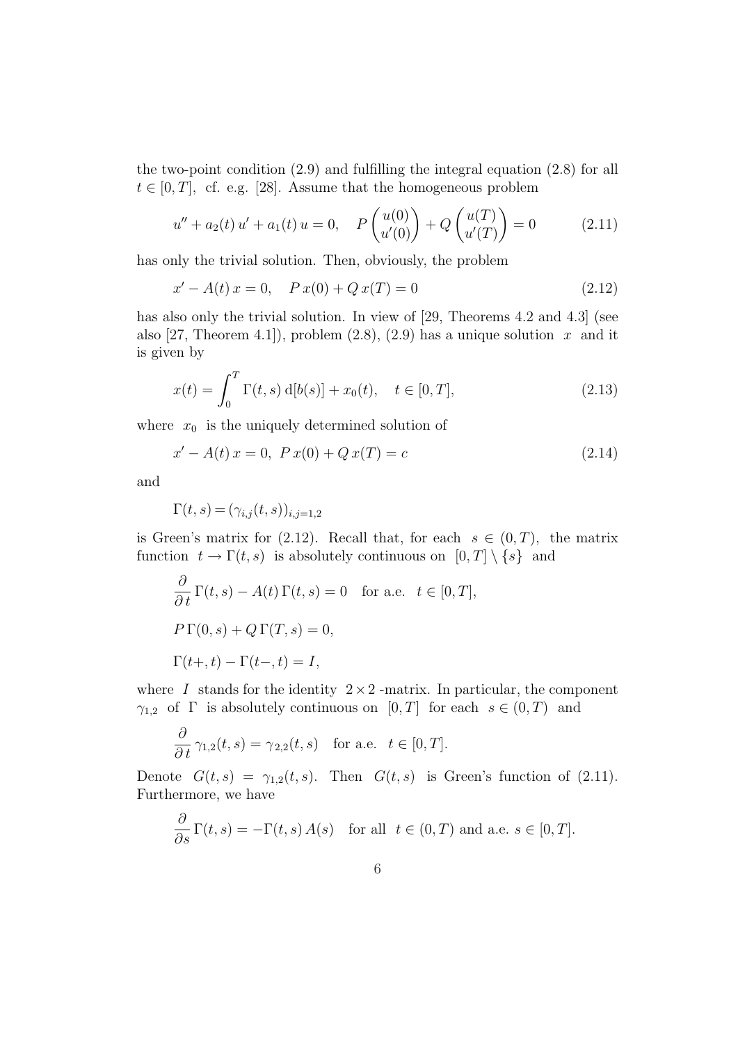the two-point condition (2.9) and fulfilling the integral equation (2.8) for all $t \in [0,T]$, cf. e.g. [28]. Assume that the homogeneous problem

$$u'' + a_2(t)\, u' + a_1(t)\, u = 0, \quad P\begin{pmatrix} u(0) \\ u'(0) \end{pmatrix} + Q\begin{pmatrix} u(T) \\ u'(T) \end{pmatrix} = 0 \tag{2.11}$$

has only the trivial solution. Then, obviously, the problem

$$x' - A(t)\, x = 0, \quad P\, x(0) + Q\, x(T) = 0 \tag{2.12}$$

has also only the trivial solution. In view of [29, Theorems 4.2 and 4.3] (see also [27, Theorem 4.1]), problem (2.8), (2.9) has a unique solution $x$ and it is given by

$$x(t) = \int_0^T \Gamma(t,s)\, \mathrm{d}[b(s)] + x_0(t), \quad t \in [0,T], \tag{2.13}$$

where $x_0$ is the uniquely determined solution of

$$x' - A(t)\, x = 0, \;\; P\, x(0) + Q\, x(T) = c \tag{2.14}$$

and

$$\Gamma(t,s) = (\gamma_{i,j}(t,s))_{i,j=1,2}$$

is Green's matrix for (2.12). Recall that, for each $s \in (0,T)$, the matrix function $t \to \Gamma(t,s)$ is absolutely continuous on $[0,T] \setminus \{s\}$ and

$$\frac{\partial}{\partial t}\, \Gamma(t,s) - A(t)\, \Gamma(t,s) = 0 \quad \text{for a.e. } \; t \in [0,T],$$

$$P\, \Gamma(0,s) + Q\, \Gamma(T,s) = 0,$$

$$\Gamma(t+,t) - \Gamma(t-,t) = I,$$

where $I$ stands for the identity $2 \times 2$ -matrix. In particular, the component $\gamma_{1,2}$ of $\Gamma$ is absolutely continuous on $[0,T]$ for each $s \in (0,T)$ and

$$\frac{\partial}{\partial t}\, \gamma_{1,2}(t,s) = \gamma_{2,2}(t,s) \quad \text{for a.e. } \; t \in [0,T].$$

Denote $G(t,s) = \gamma_{1,2}(t,s)$. Then $G(t,s)$ is Green's function of (2.11). Furthermore, we have

$$\frac{\partial}{\partial s}\, \Gamma(t,s) = -\Gamma(t,s)\, A(s) \quad \text{for all } \; t \in (0,T) \text{ and a.e. } s \in [0,T].$$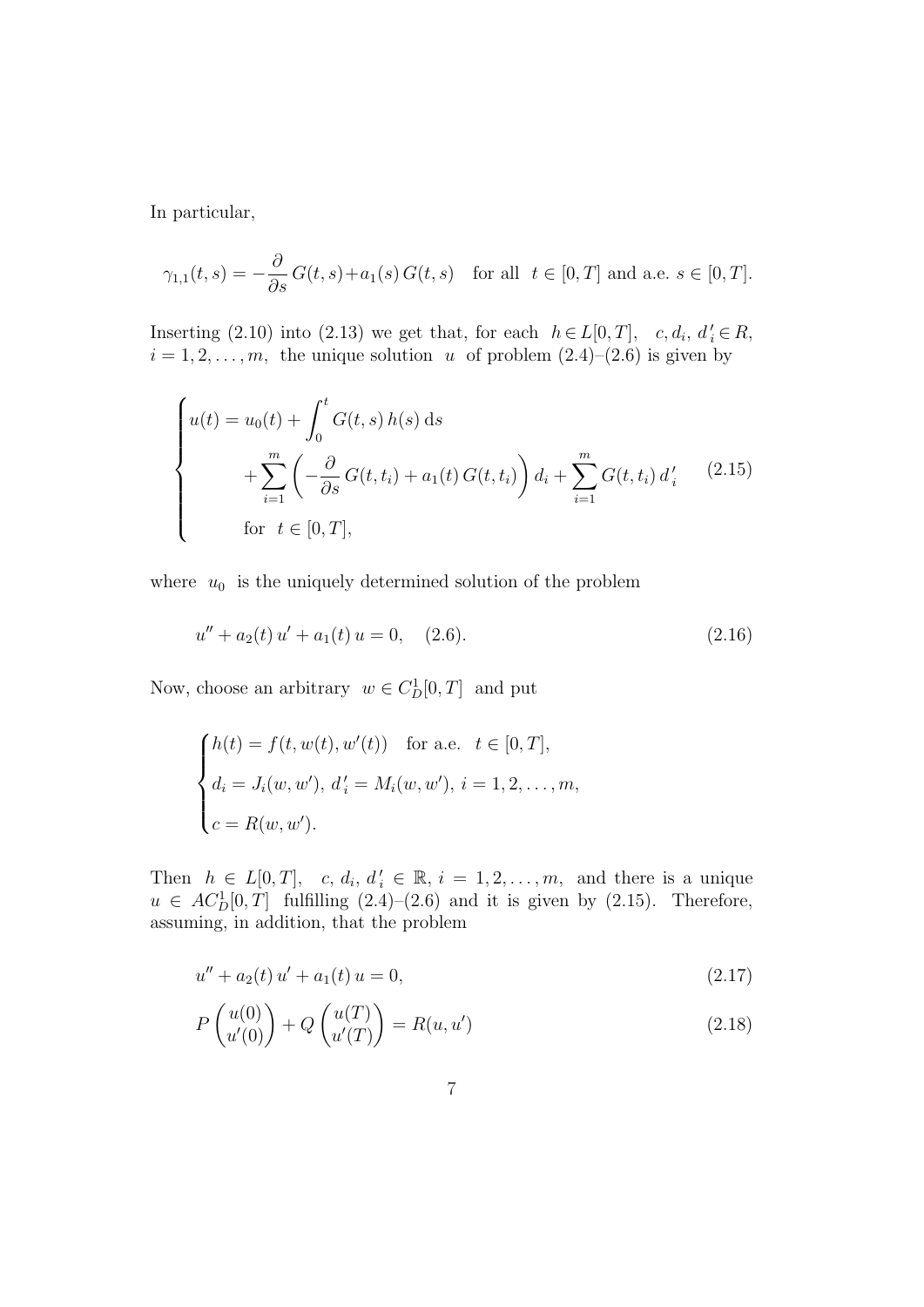In particular,

$$\gamma_{1,1}(t,s) = -\frac{\partial}{\partial s}\, G(t,s) + a_1(s)\, G(t,s) \quad \text{for all } \ t \in [0,T] \text{ and a.e. } s \in [0,T].$$

Inserting (2.10) into (2.13) we get that, for each $h \in L[0,T]$, $c, d_i, d_i' \in R$, $i = 1, 2, \ldots, m$, the unique solution $u$ of problem (2.4)–(2.6) is given by

$$\begin{cases} u(t) = u_0(t) + \displaystyle\int_0^t G(t,s)\, h(s)\, \mathrm{d}s \\ \qquad\quad + \displaystyle\sum_{i=1}^m \left( -\frac{\partial}{\partial s}\, G(t,t_i) + a_1(t)\, G(t,t_i) \right) d_i + \displaystyle\sum_{i=1}^m G(t,t_i)\, d_i' \\ \qquad\quad \text{for } \ t \in [0,T], \end{cases} \tag{2.15}$$

where $u_0$ is the uniquely determined solution of the problem

$$u'' + a_2(t)\, u' + a_1(t)\, u = 0, \quad (2.6). \tag{2.16}$$

Now, choose an arbitrary $w \in C^1_D[0,T]$ and put

$$\begin{cases} h(t) = f(t, w(t), w'(t)) \quad \text{for a.e. } \ t \in [0,T], \\ d_i = J_i(w, w'),\ d_i' = M_i(w, w'),\ i = 1, 2, \ldots, m, \\ c = R(w, w'). \end{cases}$$

Then $h \in L[0,T]$, $c, d_i, d_i' \in \mathbb{R}$, $i = 1, 2, \ldots, m$, and there is a unique $u \in AC^1_D[0,T]$ fulfilling (2.4)–(2.6) and it is given by (2.15). Therefore, assuming, in addition, that the problem

$$u'' + a_2(t)\, u' + a_1(t)\, u = 0, \tag{2.17}$$

$$P \begin{pmatrix} u(0) \\ u'(0) \end{pmatrix} + Q \begin{pmatrix} u(T) \\ u'(T) \end{pmatrix} = R(u, u') \tag{2.18}$$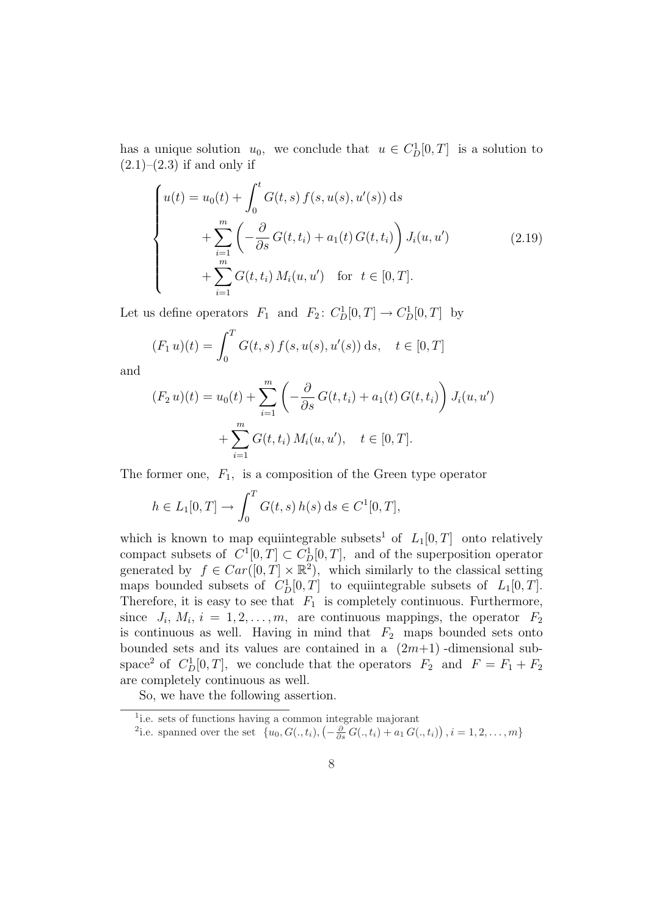has a unique solution $u_0$, we conclude that $u \in C_D^1[0,T]$ is a solution to (2.1)–(2.3) if and only if

$$
\left\{
\begin{aligned}
u(t) = u_0(t) &+ \int_0^t G(t,s)\, f(s,u(s),u'(s))\,\mathrm{d}s \\
&+ \sum_{i=1}^m \left( -\frac{\partial}{\partial s}\, G(t,t_i) + a_1(t)\, G(t,t_i) \right) J_i(u,u') \\
&+ \sum_{i=1}^m G(t,t_i)\, M_i(u,u') \quad \text{for } \ t \in [0,T].
\end{aligned}
\right. \tag{2.19}
$$

Let us define operators $F_1$ and $F_2$: $C_D^1[0,T] \to C_D^1[0,T]$ by

$$
(F_1\, u)(t) = \int_0^T G(t,s)\, f(s,u(s),u'(s))\,\mathrm{d}s, \quad t \in [0,T]
$$

and

$$
\begin{aligned}
(F_2\, u)(t) = u_0(t) &+ \sum_{i=1}^m \left( -\frac{\partial}{\partial s}\, G(t,t_i) + a_1(t)\, G(t,t_i) \right) J_i(u,u') \\
&+ \sum_{i=1}^m G(t,t_i)\, M_i(u,u'), \quad t \in [0,T].
\end{aligned}
$$

The former one, $F_1$, is a composition of the Green type operator

$$
h \in L_1[0,T] \to \int_0^T G(t,s)\, h(s)\,\mathrm{d}s \in C^1[0,T],
$$

which is known to map equiintegrable subsets[1] of $L_1[0,T]$ onto relatively compact subsets of $C^1[0,T] \subset C_D^1[0,T]$, and of the superposition operator generated by $f \in Car([0,T] \times \mathbb{R}^2)$, which similarly to the classical setting maps bounded subsets of $C_D^1[0,T]$ to equiintegrable subsets of $L_1[0,T]$. Therefore, it is easy to see that $F_1$ is completely continuous. Furthermore, since $J_i$, $M_i$, $i = 1,2,\ldots,m$, are continuous mappings, the operator $F_2$ is continuous as well. Having in mind that $F_2$ maps bounded sets onto bounded sets and its values are contained in a $(2m+1)$-dimensional subspace[2] of $C_D^1[0,T]$, we conclude that the operators $F_2$ and $F = F_1 + F_2$ are completely continuous as well.

So, we have the following assertion.

---

[1] i.e. sets of functions having a common integrable majorant

[2] i.e. spanned over the set $\{u_0, G(.,t_i), \left(-\frac{\partial}{\partial s}\, G(.,t_i) + a_1\, G(.,t_i)\right), i = 1,2,\ldots,m\}$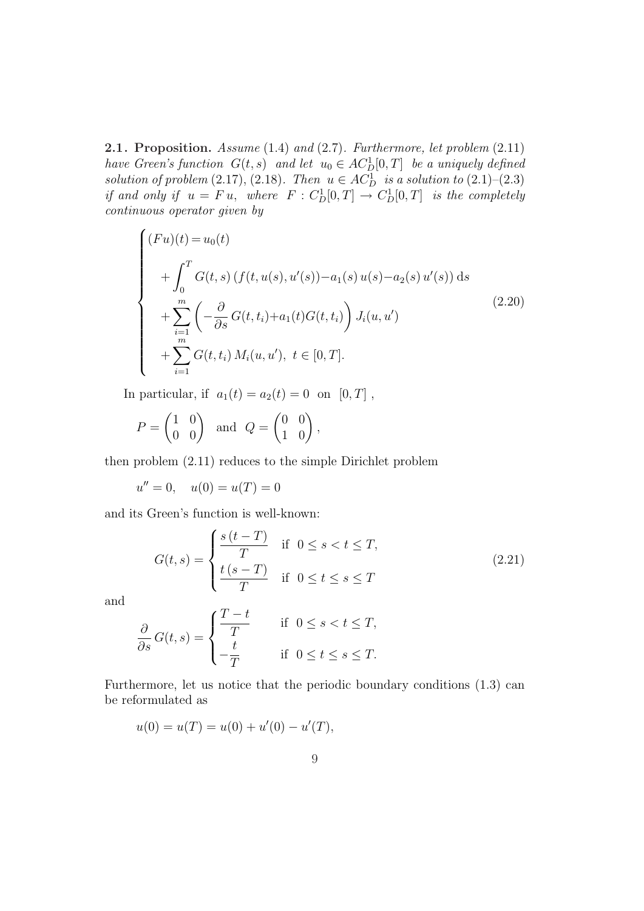**2.1. Proposition.** *Assume* (1.4) *and* (2.7). *Furthermore, let problem* (2.11) *have Green's function* $G(t,s)$ *and let* $u_0 \in AC^1_D[0,T]$ *be a uniquely defined solution of problem* (2.17), (2.18). *Then* $u \in AC^1_D$ *is a solution to* (2.1)–(2.3) *if and only if* $u = F\,u$, *where* $F : C^1_D[0,T] \to C^1_D[0,T]$ *is the completely continuous operator given by*

$$
\begin{cases}
(Fu)(t) = u_0(t) \\[4pt]
\quad + \displaystyle\int_0^T G(t,s)\,\big(f(t,u(s),u'(s)) - a_1(s)\,u(s) - a_2(s)\,u'(s)\big)\,\mathrm{d}s \\[4pt]
\quad + \displaystyle\sum_{i=1}^m \left(-\frac{\partial}{\partial s}\,G(t,t_i) + a_1(t)G(t,t_i)\right) J_i(u,u') \\[4pt]
\quad + \displaystyle\sum_{i=1}^m G(t,t_i)\,M_i(u,u'),\ \ t \in [0,T].
\end{cases}
\tag{2.20}
$$

In particular, if $a_1(t) = a_2(t) = 0$ on $[0,T]$,

$$
P = \begin{pmatrix} 1 & 0 \\ 0 & 0 \end{pmatrix} \quad \text{and} \quad Q = \begin{pmatrix} 0 & 0 \\ 1 & 0 \end{pmatrix},
$$

then problem (2.11) reduces to the simple Dirichlet problem

$$
u'' = 0, \quad u(0) = u(T) = 0
$$

and its Green's function is well-known:

$$
G(t,s) = \begin{cases} \dfrac{s\,(t-T)}{T} & \text{if } \ 0 \le s < t \le T, \\[8pt] \dfrac{t\,(s-T)}{T} & \text{if } \ 0 \le t \le s \le T \end{cases}
\tag{2.21}
$$

and

$$
\frac{\partial}{\partial s}\,G(t,s) = \begin{cases} \dfrac{T-t}{T} & \text{if } \ 0 \le s < t \le T, \\[8pt] -\dfrac{t}{T} & \text{if } \ 0 \le t \le s \le T. \end{cases}
$$

Furthermore, let us notice that the periodic boundary conditions (1.3) can be reformulated as

$$
u(0) = u(T) = u(0) + u'(0) - u'(T),
$$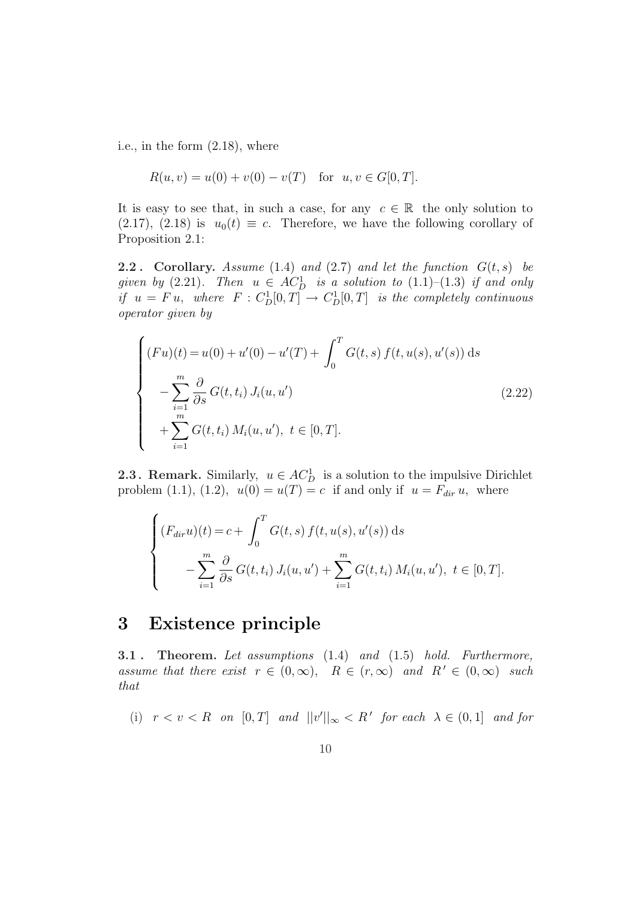i.e., in the form (2.18), where

$$R(u,v) = u(0) + v(0) - v(T) \quad \text{for} \quad u, v \in G[0,T].$$

It is easy to see that, in such a case, for any $c \in \mathbb{R}$ the only solution to (2.17), (2.18) is $u_0(t) \equiv c$. Therefore, we have the following corollary of Proposition 2.1:

**2.2 . Corollary.** *Assume* (1.4) *and* (2.7) *and let the function* $G(t,s)$ *be given by* (2.21). *Then* $u \in AC_D^1$ *is a solution to* (1.1)–(1.3) *if and only if* $u = F\,u$, *where* $F : C_D^1[0,T] \to C_D^1[0,T]$ *is the completely continuous operator given by*

$$\begin{cases} (Fu)(t) = u(0) + u'(0) - u'(T) + \displaystyle\int_0^T G(t,s)\, f(t, u(s), u'(s))\, \mathrm{d}s \\ \quad - \displaystyle\sum_{i=1}^m \frac{\partial}{\partial s} G(t,t_i)\, J_i(u,u') \\ \quad + \displaystyle\sum_{i=1}^m G(t,t_i)\, M_i(u,u'), \ t \in [0,T]. \end{cases} \tag{2.22}$$

**2.3 . Remark.** Similarly, $u \in AC_D^1$ is a solution to the impulsive Dirichlet problem (1.1), (1.2), $u(0) = u(T) = c$ if and only if $u = F_{dir}\, u$, where

$$\begin{cases} (F_{dir}u)(t) = c + \displaystyle\int_0^T G(t,s)\, f(t, u(s), u'(s))\, \mathrm{d}s \\ \qquad - \displaystyle\sum_{i=1}^m \frac{\partial}{\partial s} G(t,t_i)\, J_i(u,u') + \sum_{i=1}^m G(t,t_i)\, M_i(u,u'), \ t \in [0,T]. \end{cases}$$

# 3 Existence principle

**3.1 . Theorem.** *Let assumptions* (1.4) *and* (1.5) *hold. Furthermore, assume that there exist* $r \in (0,\infty)$, $R \in (r,\infty)$ *and* $R' \in (0,\infty)$ *such that*

(i) $r < v < R$ *on* $[0,T]$ *and* $\|v'\|_\infty < R'$ *for each* $\lambda \in (0,1]$ *and for*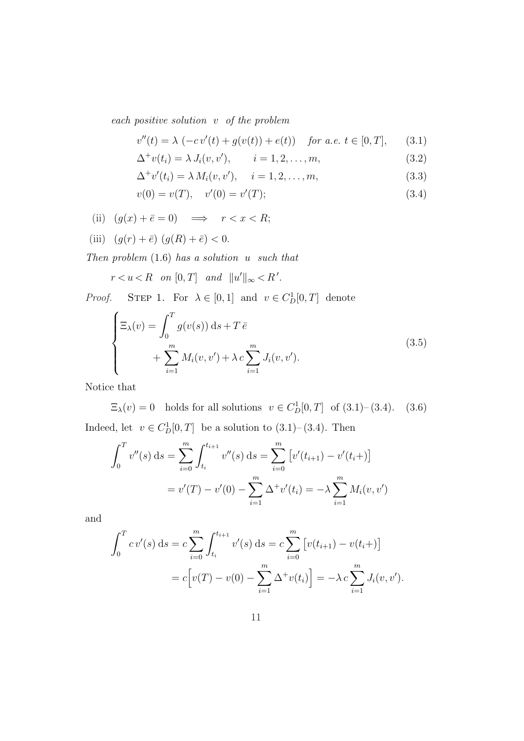*each positive solution* $v$ *of the problem*

$$v''(t) = \lambda\,(-c\,v'(t) + g(v(t)) + e(t)) \quad \textit{for a.e. } t \in [0,T], \tag{3.1}$$

$$\Delta^+ v(t_i) = \lambda\, J_i(v,v'), \qquad i = 1,2,\dots,m, \tag{3.2}$$

$$\Delta^+ v'(t_i) = \lambda\, M_i(v,v'), \quad i = 1,2,\dots,m, \tag{3.3}$$

$$v(0) = v(T), \quad v'(0) = v'(T); \tag{3.4}$$

(ii) $(g(x) + \bar{e} = 0) \implies r < x < R;$

(iii) $(g(r) + \bar{e})\,(g(R) + \bar{e}) < 0.$

*Then problem* (1.6) *has a solution* $u$ *such that*

$$r < u < R \quad \textit{on } [0,T] \quad \textit{and} \quad \|u'\|_\infty < R'.$$

*Proof.* Step 1. For $\lambda \in [0,1]$ and $v \in C^1_D[0,T]$ denote

$$\begin{cases} \Xi_\lambda(v) = \displaystyle\int_0^T g(v(s))\,\mathrm{d}s + T\,\bar{e} \\ \qquad\qquad + \displaystyle\sum_{i=1}^m M_i(v,v') + \lambda\, c \sum_{i=1}^m J_i(v,v'). \end{cases} \tag{3.5}$$

Notice that

$$\Xi_\lambda(v) = 0 \quad \text{holds for all solutions } v \in C^1_D[0,T] \text{ of (3.1)–(3.4)}. \tag{3.6}$$

Indeed, let $v \in C^1_D[0,T]$ be a solution to (3.1)–(3.4). Then

$$\begin{aligned} \int_0^T v''(s)\,\mathrm{d}s &= \sum_{i=0}^m \int_{t_i}^{t_{i+1}} v''(s)\,\mathrm{d}s = \sum_{i=0}^m \big[v'(t_{i+1}) - v'(t_i+)\big] \\ &= v'(T) - v'(0) - \sum_{i=1}^m \Delta^+ v'(t_i) = -\lambda \sum_{i=1}^m M_i(v,v') \end{aligned}$$

and

$$\begin{aligned} \int_0^T c\,v'(s)\,\mathrm{d}s &= c \sum_{i=0}^m \int_{t_i}^{t_{i+1}} v'(s)\,\mathrm{d}s = c \sum_{i=0}^m \big[v(t_{i+1}) - v(t_i+)\big] \\ &= c\Big[v(T) - v(0) - \sum_{i=1}^m \Delta^+ v(t_i)\Big] = -\lambda\, c \sum_{i=1}^m J_i(v,v'). \end{aligned}$$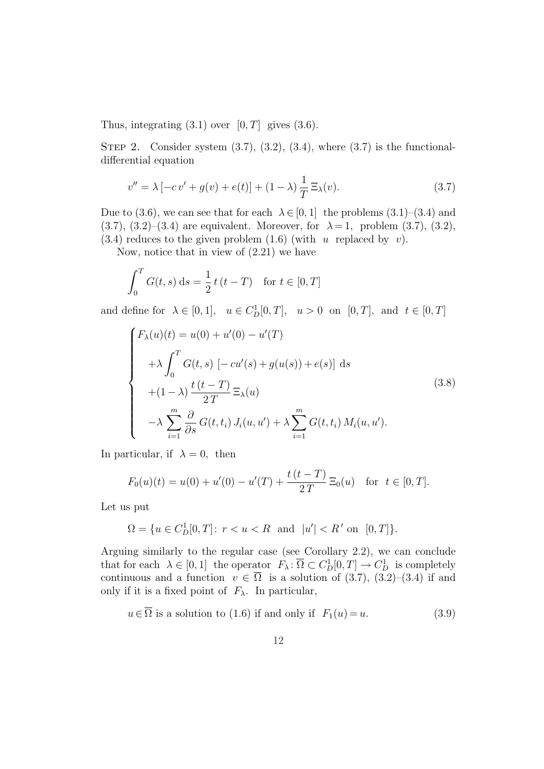Thus, integrating (3.1) over $[0, T]$ gives (3.6).

STEP 2. Consider system (3.7), (3.2), (3.4), where (3.7) is the functional-differential equation

$$v'' = \lambda\,[-c\,v' + g(v) + e(t)] + (1-\lambda)\,\frac{1}{T}\,\Xi_\lambda(v). \tag{3.7}$$

Due to (3.6), we can see that for each $\lambda \in [0,1]$ the problems (3.1)–(3.4) and (3.7), (3.2)–(3.4) are equivalent. Moreover, for $\lambda = 1$, problem (3.7), (3.2), (3.4) reduces to the given problem (1.6) (with $u$ replaced by $v$).

Now, notice that in view of (2.21) we have

$$\int_0^T G(t,s)\,\mathrm{d}s = \frac{1}{2}\,t\,(t-T) \quad \text{for } t \in [0,T]$$

and define for $\lambda \in [0,1]$, $u \in C^1_D[0,T]$, $u > 0$ on $[0,T]$, and $t \in [0,T]$

$$\begin{cases} F_\lambda(u)(t) = u(0) + u'(0) - u'(T) \\ \quad + \lambda \displaystyle\int_0^T G(t,s)\,[-cu'(s) + g(u(s)) + e(s)]\,\mathrm{d}s \\ \quad + (1-\lambda)\,\dfrac{t\,(t-T)}{2\,T}\,\Xi_\lambda(u) \\ \quad - \lambda \displaystyle\sum_{i=1}^m \frac{\partial}{\partial s}\,G(t,t_i)\,J_i(u,u') + \lambda \sum_{i=1}^m G(t,t_i)\,M_i(u,u'). \end{cases} \tag{3.8}$$

In particular, if $\lambda = 0$, then

$$F_0(u)(t) = u(0) + u'(0) - u'(T) + \frac{t\,(t-T)}{2\,T}\,\Xi_0(u) \quad \text{for } t \in [0,T].$$

Let us put

$$\Omega = \{u \in C^1_D[0,T] \colon\, r < u < R \ \text{ and } \ |u'| < R' \text{ on } [0,T]\}.$$

Arguing similarly to the regular case (see Corollary 2.2), we can conclude that for each $\lambda \in [0,1]$ the operator $F_\lambda \colon \overline{\Omega} \subset C^1_D[0,T] \to C^1_D$ is completely continuous and a function $v \in \overline{\Omega}$ is a solution of (3.7), (3.2)–(3.4) if and only if it is a fixed point of $F_\lambda$. In particular,

$$u \in \overline{\Omega} \text{ is a solution to (1.6) if and only if } F_1(u) = u. \tag{3.9}$$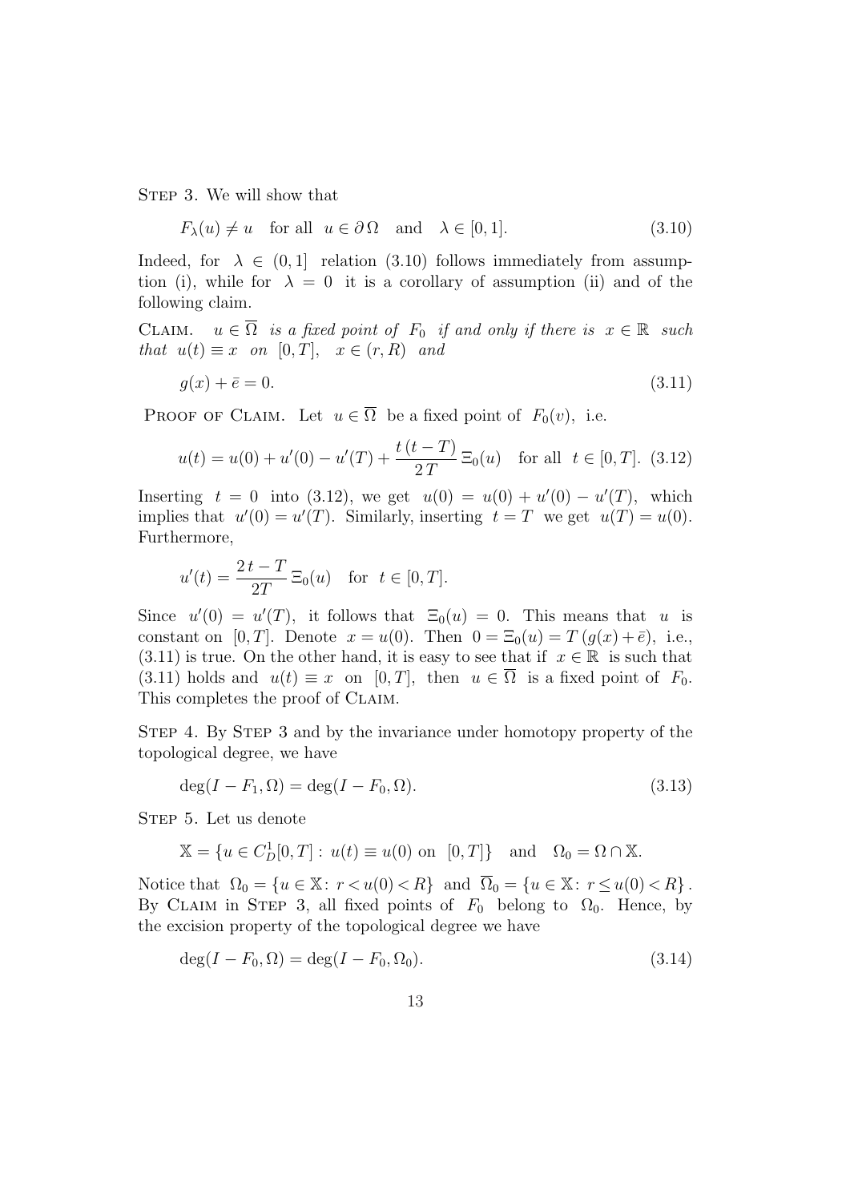Step 3. We will show that

$$F_\lambda(u) \neq u \quad \text{for all} \ \ u \in \partial\,\Omega \quad \text{and} \quad \lambda \in [0,1]. \tag{3.10}$$

Indeed, for $\lambda \in (0,1]$ relation (3.10) follows immediately from assumption (i), while for $\lambda = 0$ it is a corollary of assumption (ii) and of the following claim.

Claim. *$u \in \overline{\Omega}$ is a fixed point of $F_0$ if and only if there is $x \in \mathbb{R}$ such that $u(t) \equiv x$ on $[0,T]$, $x \in (r,R)$ and*

$$g(x) + \bar{e} = 0. \tag{3.11}$$

Proof of Claim. Let $u \in \overline{\Omega}$ be a fixed point of $F_0(v)$, i.e.

$$u(t) = u(0) + u'(0) - u'(T) + \frac{t\,(t-T)}{2\,T}\,\Xi_0(u) \quad \text{for all} \ \ t \in [0,T]. \tag{3.12}$$

Inserting $t = 0$ into (3.12), we get $u(0) = u(0) + u'(0) - u'(T)$, which implies that $u'(0) = u'(T)$. Similarly, inserting $t = T$ we get $u(T) = u(0)$. Furthermore,

$$u'(t) = \frac{2\,t - T}{2T}\,\Xi_0(u) \quad \text{for} \ \ t \in [0,T].$$

Since $u'(0) = u'(T)$, it follows that $\Xi_0(u) = 0$. This means that $u$ is constant on $[0,T]$. Denote $x = u(0)$. Then $0 = \Xi_0(u) = T\,(g(x) + \bar{e})$, i.e., (3.11) is true. On the other hand, it is easy to see that if $x \in \mathbb{R}$ is such that (3.11) holds and $u(t) \equiv x$ on $[0,T]$, then $u \in \overline{\Omega}$ is a fixed point of $F_0$. This completes the proof of Claim.

Step 4. By Step 3 and by the invariance under homotopy property of the topological degree, we have

$$\deg(I - F_1, \Omega) = \deg(I - F_0, \Omega). \tag{3.13}$$

Step 5. Let us denote

$$\mathbb{X} = \{u \in C^1_D[0,T] : \, u(t) \equiv u(0) \ \text{on} \ [0,T]\} \quad \text{and} \quad \Omega_0 = \Omega \cap \mathbb{X}.$$

Notice that $\Omega_0 = \{u \in \mathbb{X} \colon \, r < u(0) < R\}$ and $\overline{\Omega}_0 = \{u \in \mathbb{X} \colon \, r \le u(0) < R\}$. By Claim in Step 3, all fixed points of $F_0$ belong to $\Omega_0$. Hence, by the excision property of the topological degree we have

$$\deg(I - F_0, \Omega) = \deg(I - F_0, \Omega_0). \tag{3.14}$$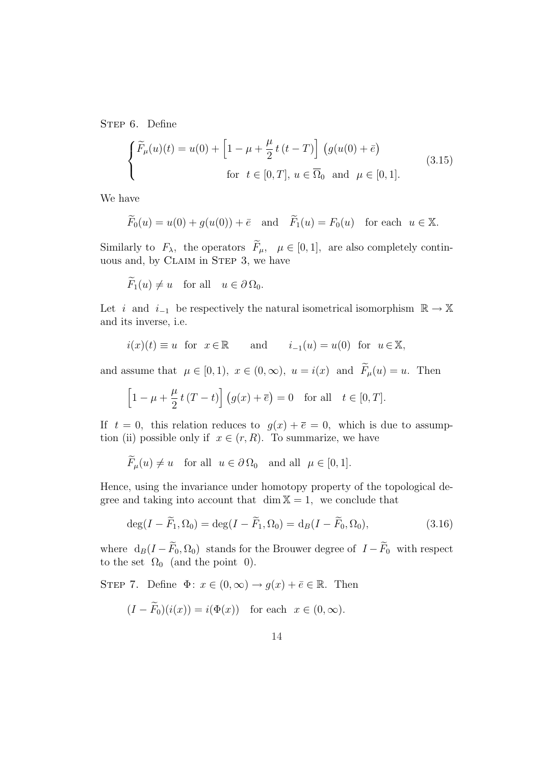STEP 6. Define

$$
\begin{cases} \widetilde{F}_\mu(u)(t) = u(0) + \Big[1 - \mu + \dfrac{\mu}{2}\, t\,(t-T)\Big]\, \big(g(u(0) + \bar{e}\big) \\ \qquad\qquad\qquad \text{for } \; t \in [0,T],\; u \in \overline{\Omega}_0 \;\text{ and }\; \mu \in [0,1]. \end{cases} \tag{3.15}
$$

We have

$$
\widetilde{F}_0(u) = u(0) + g(u(0)) + \bar{e} \quad \text{and} \quad \widetilde{F}_1(u) = F_0(u) \quad \text{for each} \;\; u \in \mathbb{X}.
$$

Similarly to $F_\lambda$, the operators $\widetilde{F}_\mu$, $\mu \in [0,1]$, are also completely continuous and, by CLAIM in STEP 3, we have

$$
\widetilde{F}_1(u) \neq u \quad \text{for all} \quad u \in \partial\,\Omega_0.
$$

Let $i$ and $i_{-1}$ be respectively the natural isometrical isomorphism $\mathbb{R} \to \mathbb{X}$ and its inverse, i.e.

$$
i(x)(t) \equiv u \;\text{ for }\; x \in \mathbb{R} \qquad \text{and} \qquad i_{-1}(u) = u(0) \;\text{ for }\; u \in \mathbb{X},
$$

and assume that $\mu \in [0,1)$, $x \in (0,\infty)$, $u = i(x)$ and $\widetilde{F}_\mu(u) = u$. Then

$$
\Big[1 - \mu + \frac{\mu}{2}\, t\,(T-t)\Big]\, \big(g(x) + \bar{e}\big) = 0 \quad \text{for all} \quad t \in [0,T].
$$

If $t = 0$, this relation reduces to $g(x) + \bar{e} = 0$, which is due to assumption (ii) possible only if $x \in (r,R)$. To summarize, we have

$$
\widetilde{F}_\mu(u) \neq u \quad \text{for all} \;\; u \in \partial\,\Omega_0 \quad \text{and all} \;\; \mu \in [0,1].
$$

Hence, using the invariance under homotopy property of the topological degree and taking into account that $\dim \mathbb{X} = 1$, we conclude that

$$
\deg(I - \widetilde{F}_1, \Omega_0) = \deg(I - \widetilde{F}_1, \Omega_0) = \mathrm{d}_B(I - \widetilde{F}_0, \Omega_0), \tag{3.16}
$$

where $\mathrm{d}_B(I - \widetilde{F}_0, \Omega_0)$ stands for the Brouwer degree of $I - \widetilde{F}_0$ with respect to the set $\Omega_0$ (and the point $0$).

STEP 7. Define $\Phi\colon x \in (0,\infty) \to g(x) + \bar{e} \in \mathbb{R}$. Then

$$
(I - \widetilde{F}_0)(i(x)) = i(\Phi(x)) \quad \text{for each} \;\; x \in (0,\infty).
$$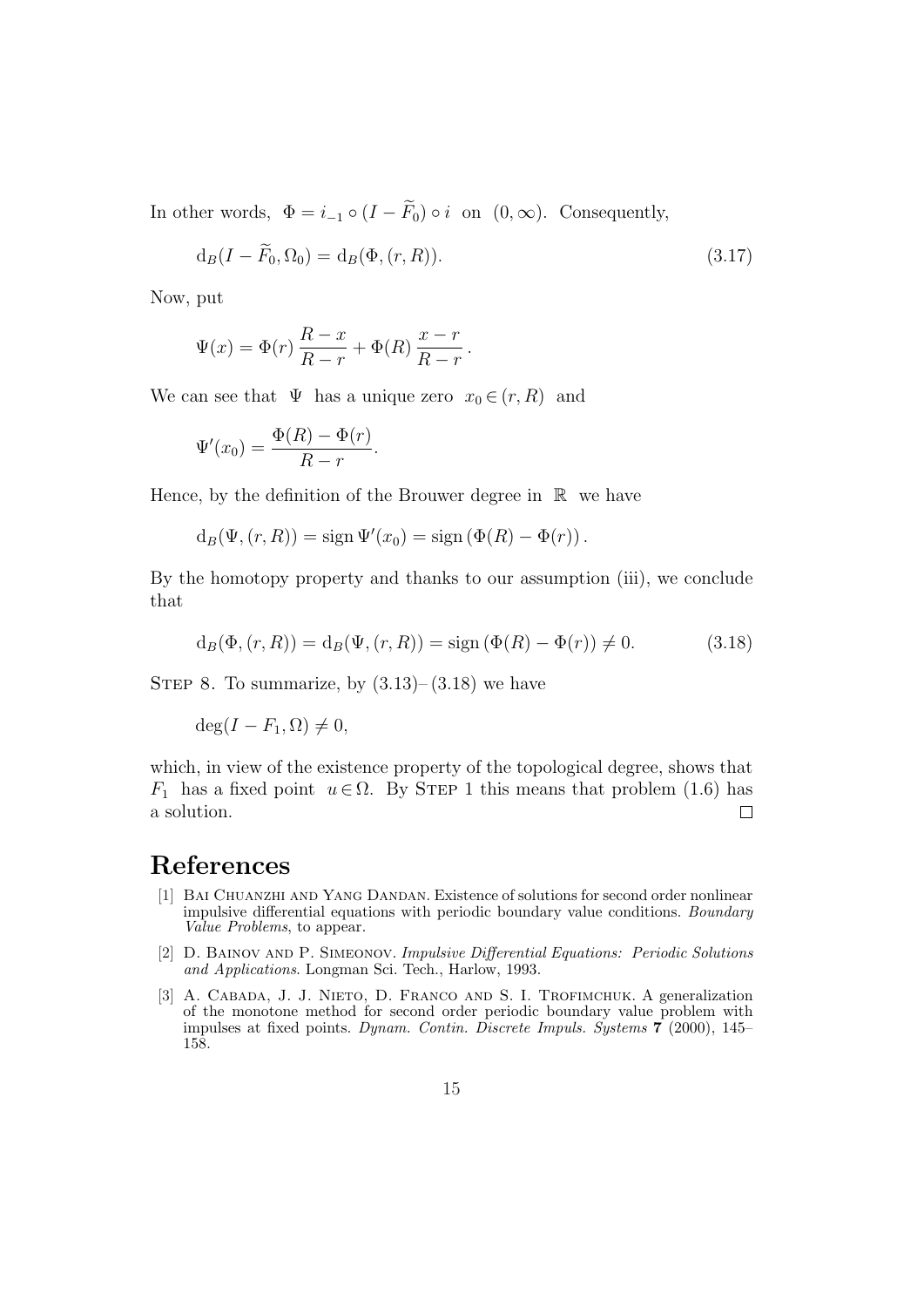In other words, $\Phi = i_{-1} \circ (I - \widetilde{F}_0) \circ i$ on $(0, \infty)$. Consequently,

$$\mathrm{d}_B(I - \widetilde{F}_0, \Omega_0) = \mathrm{d}_B(\Phi, (r, R)). \tag{3.17}$$

Now, put

$$\Psi(x) = \Phi(r)\,\frac{R - x}{R - r} + \Phi(R)\,\frac{x - r}{R - r}\,.$$

We can see that $\Psi$ has a unique zero $x_0 \in (r, R)$ and

$$\Psi'(x_0) = \frac{\Phi(R) - \Phi(r)}{R - r}.$$

Hence, by the definition of the Brouwer degree in $\mathbb{R}$ we have

$$\mathrm{d}_B(\Psi, (r, R)) = \operatorname{sign} \Psi'(x_0) = \operatorname{sign}\left(\Phi(R) - \Phi(r)\right).$$

By the homotopy property and thanks to our assumption (iii), we conclude that

$$\mathrm{d}_B(\Phi, (r, R)) = \mathrm{d}_B(\Psi, (r, R)) = \operatorname{sign}\left(\Phi(R) - \Phi(r)\right) \neq 0. \tag{3.18}$$

Step 8. To summarize, by (3.13)–(3.18) we have

$$\deg(I - F_1, \Omega) \neq 0,$$

which, in view of the existence property of the topological degree, shows that $F_1$ has a fixed point $u \in \Omega$. By Step 1 this means that problem (1.6) has a solution. □

# References

[1] Bai Chuanzhi and Yang Dandan. Existence of solutions for second order nonlinear impulsive differential equations with periodic boundary value conditions. *Boundary Value Problems*, to appear.

[2] D. Bainov and P. Simeonov. *Impulsive Differential Equations: Periodic Solutions and Applications*. Longman Sci. Tech., Harlow, 1993.

[3] A. Cabada, J. J. Nieto, D. Franco and S. I. Trofimchuk. A generalization of the monotone method for second order periodic boundary value problem with impulses at fixed points. *Dynam. Contin. Discrete Impuls. Systems* **7** (2000), 145–158.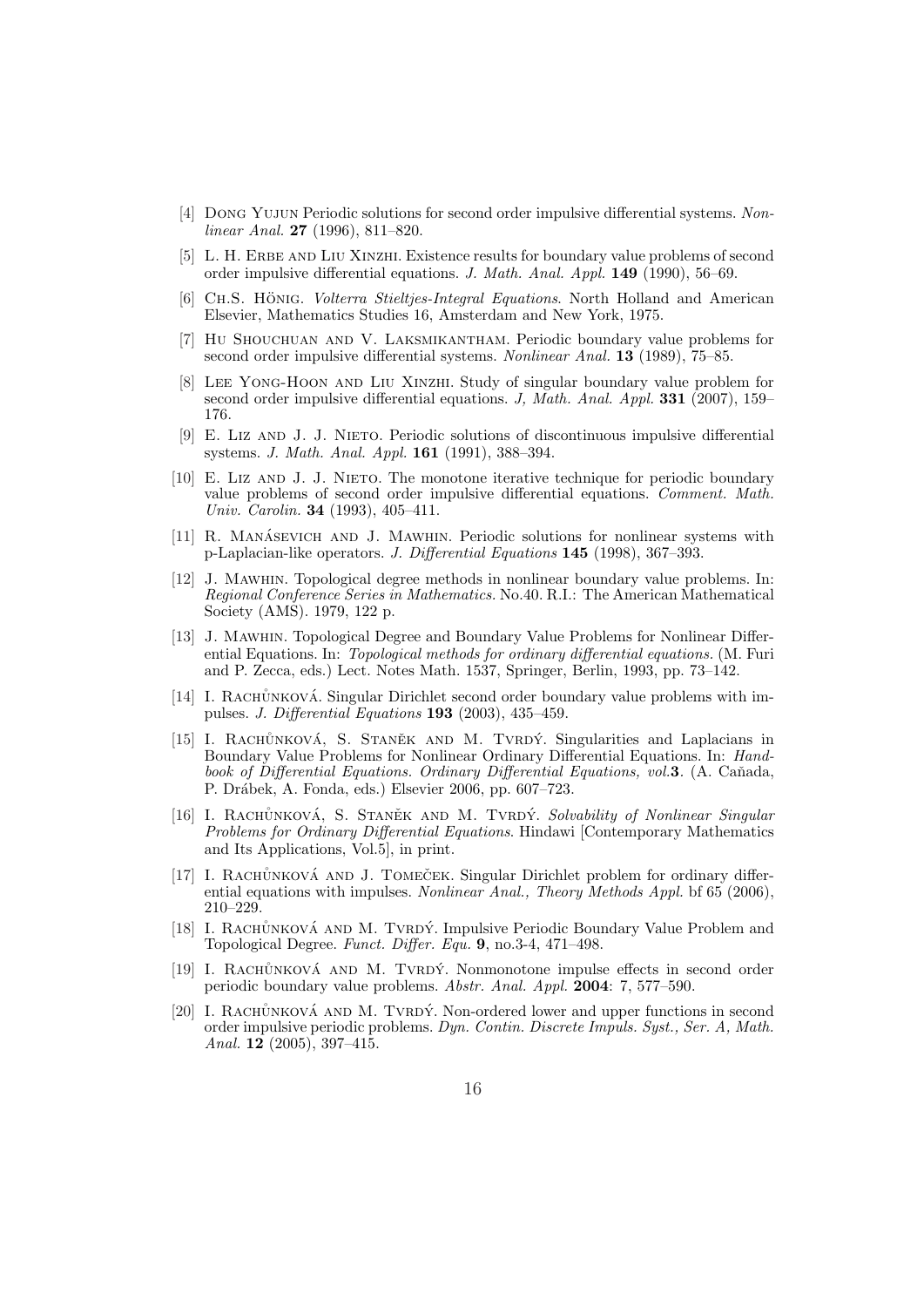[4] Dong Yujun Periodic solutions for second order impulsive differential systems. *Nonlinear Anal.* **27** (1996), 811–820.

[5] L. H. Erbe and Liu Xinzhi. Existence results for boundary value problems of second order impulsive differential equations. *J. Math. Anal. Appl.* **149** (1990), 56–69.

[6] Ch.S. Hönig. *Volterra Stieltjes-Integral Equations*. North Holland and American Elsevier, Mathematics Studies 16, Amsterdam and New York, 1975.

[7] Hu Shouchuan and V. Laksmikantham. Periodic boundary value problems for second order impulsive differential systems. *Nonlinear Anal.* **13** (1989), 75–85.

[8] Lee Yong-Hoon and Liu Xinzhi. Study of singular boundary value problem for second order impulsive differential equations. *J, Math. Anal. Appl.* **331** (2007), 159–176.

[9] E. Liz and J. J. Nieto. Periodic solutions of discontinuous impulsive differential systems. *J. Math. Anal. Appl.* **161** (1991), 388–394.

[10] E. Liz and J. J. Nieto. The monotone iterative technique for periodic boundary value problems of second order impulsive differential equations. *Comment. Math. Univ. Carolin.* **34** (1993), 405–411.

[11] R. Manásevich and J. Mawhin. Periodic solutions for nonlinear systems with p-Laplacian-like operators. *J. Differential Equations* **145** (1998), 367–393.

[12] J. Mawhin. Topological degree methods in nonlinear boundary value problems. In: *Regional Conference Series in Mathematics.* No.40. R.I.: The American Mathematical Society (AMS). 1979, 122 p.

[13] J. Mawhin. Topological Degree and Boundary Value Problems for Nonlinear Differential Equations. In: *Topological methods for ordinary differential equations.* (M. Furi and P. Zecca, eds.) Lect. Notes Math. 1537, Springer, Berlin, 1993, pp. 73–142.

[14] I. Rachůnková. Singular Dirichlet second order boundary value problems with impulses. *J. Differential Equations* **193** (2003), 435–459.

[15] I. Rachůnková, S. Staněk and M. Tvrdý. Singularities and Laplacians in Boundary Value Problems for Nonlinear Ordinary Differential Equations. In: *Handbook of Differential Equations. Ordinary Differential Equations, vol.***3**. (A. Cañada, P. Drábek, A. Fonda, eds.) Elsevier 2006, pp. 607–723.

[16] I. Rachůnková, S. Staněk and M. Tvrdý. *Solvability of Nonlinear Singular Problems for Ordinary Differential Equations*. Hindawi [Contemporary Mathematics and Its Applications, Vol.5], in print.

[17] I. Rachůnková and J. Tomeček. Singular Dirichlet problem for ordinary differential equations with impulses. *Nonlinear Anal., Theory Methods Appl.* bf 65 (2006), 210–229.

[18] I. Rachůnková and M. Tvrdý. Impulsive Periodic Boundary Value Problem and Topological Degree. *Funct. Differ. Equ.* **9**, no.3-4, 471–498.

[19] I. Rachůnková and M. Tvrdý. Nonmonotone impulse effects in second order periodic boundary value problems. *Abstr. Anal. Appl.* **2004**: 7, 577–590.

[20] I. Rachůnková and M. Tvrdý. Non-ordered lower and upper functions in second order impulsive periodic problems. *Dyn. Contin. Discrete Impuls. Syst., Ser. A, Math. Anal.* **12** (2005), 397–415.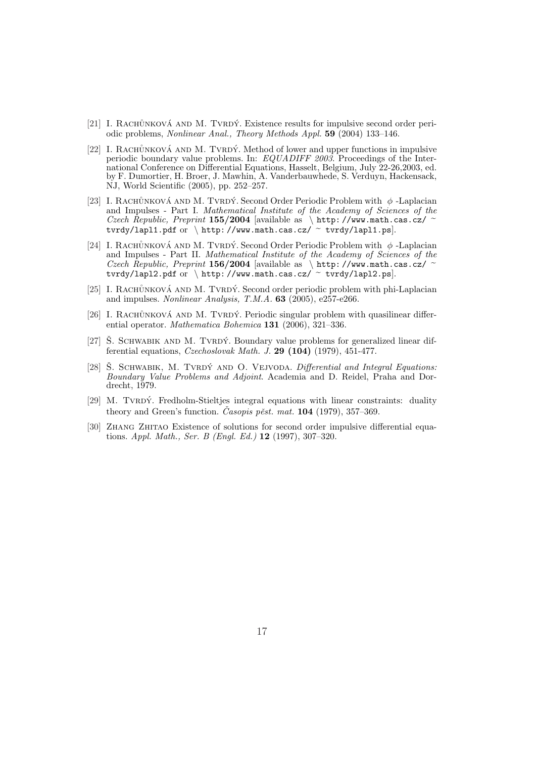[21] I. Rachůnková and M. Tvrdý. Existence results for impulsive second order periodic problems, *Nonlinear Anal., Theory Methods Appl.* **59** (2004) 133–146.

[22] I. Rachůnková and M. Tvrdý. Method of lower and upper functions in impulsive periodic boundary value problems. In: *EQUADIFF 2003*. Proceedings of the International Conference on Differential Equations, Hasselt, Belgium, July 22-26,2003, ed. by F. Dumortier, H. Broer, J. Mawhin, A. Vanderbauwhede, S. Verduyn, Hackensack, NJ, World Scientific (2005), pp. 252–257.

[23] I. Rachůnková and M. Tvrdý. Second Order Periodic Problem with $\phi$ -Laplacian and Impulses - Part I. *Mathematical Institute of the Academy of Sciences of the Czech Republic, Preprint* **155/2004** [available as \ `http://www.math.cas.cz/ ~ tvrdy/lapl1.pdf` or \ `http://www.math.cas.cz/ ~ tvrdy/lapl1.ps`].

[24] I. Rachůnková and M. Tvrdý. Second Order Periodic Problem with $\phi$ -Laplacian and Impulses - Part II. *Mathematical Institute of the Academy of Sciences of the Czech Republic, Preprint* **156/2004** [available as \ `http://www.math.cas.cz/ ~ tvrdy/lapl2.pdf` or \ `http://www.math.cas.cz/ ~ tvrdy/lapl2.ps`].

[25] I. Rachůnková and M. Tvrdý. Second order periodic problem with phi-Laplacian and impulses. *Nonlinear Analysis, T.M.A.* **63** (2005), e257-e266.

[26] I. Rachůnková and M. Tvrdý. Periodic singular problem with quasilinear differential operator. *Mathematica Bohemica* **131** (2006), 321–336.

[27] Š. Schwabik and M. Tvrdý. Boundary value problems for generalized linear differential equations, *Czechoslovak Math. J.* **29 (104)** (1979), 451-477.

[28] Š. Schwabik, M. Tvrdý and O. Vejvoda. *Differential and Integral Equations: Boundary Value Problems and Adjoint*. Academia and D. Reidel, Praha and Dordrecht, 1979.

[29] M. Tvrdý. Fredholm-Stieltjes integral equations with linear constraints: duality theory and Green's function. *Časopis pěst. mat.* **104** (1979), 357–369.

[30] Zhang Zhitao Existence of solutions for second order impulsive differential equations. *Appl. Math., Ser. B (Engl. Ed.)* **12** (1997), 307–320.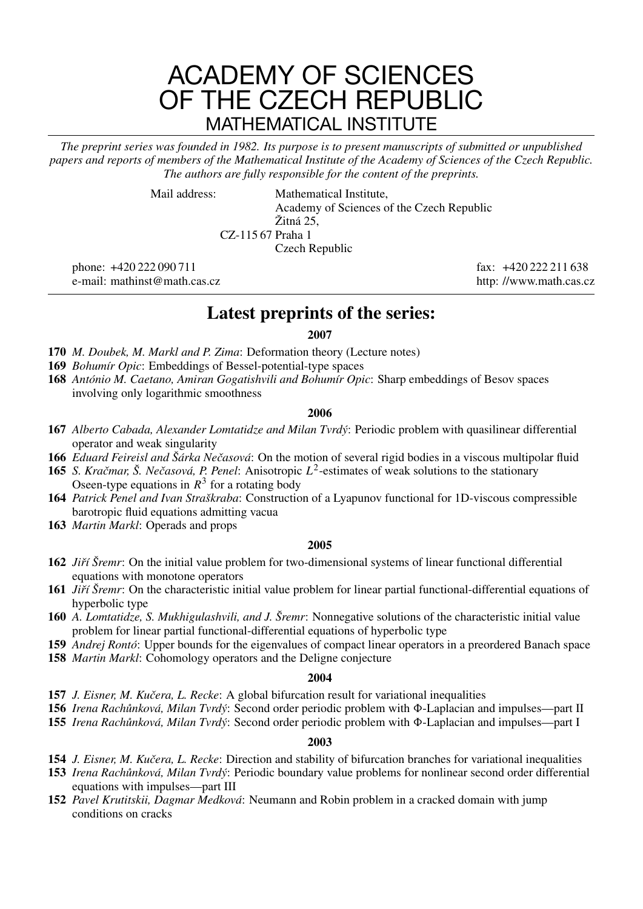# ACADEMY OF SCIENCES OF THE CZECH REPUBLIC

## MATHEMATICAL INSTITUTE

*The preprint series was founded in 1982. Its purpose is to present manuscripts of submitted or unpublished papers and reports of members of the Mathematical Institute of the Academy of Sciences of the Czech Republic. The authors are fully responsible for the content of the preprints.*

Mail address: Mathematical Institute,
Academy of Sciences of the Czech Republic
Žitná 25,
CZ-115 67 Praha 1
Czech Republic

phone: +420 222 090 711
fax: +420 222 211 638
e-mail: mathinst@math.cas.cz
http: //www.math.cas.cz

## Latest preprints of the series:

**2007**

**170** *M. Doubek, M. Markl and P. Zima*: Deformation theory (Lecture notes)

**169** *Bohumír Opic*: Embeddings of Bessel-potential-type spaces

**168** *António M. Caetano, Amiran Gogatishvili and Bohumír Opic*: Sharp embeddings of Besov spaces involving only logarithmic smoothness

**2006**

**167** *Alberto Cabada, Alexander Lomtatidze and Milan Tvrdý*: Periodic problem with quasilinear differential operator and weak singularity

**166** *Eduard Feireisl and Šárka Nečasová*: On the motion of several rigid bodies in a viscous multipolar fluid

**165** *S. Kračmar, Š. Nečasová, P. Penel*: Anisotropic $L^2$-estimates of weak solutions to the stationary Oseen-type equations in $R^3$ for a rotating body

**164** *Patrick Penel and Ivan Straškraba*: Construction of a Lyapunov functional for 1D-viscous compressible barotropic fluid equations admitting vacua

**163** *Martin Markl*: Operads and props

**2005**

**162** *Jiří Šremr*: On the initial value problem for two-dimensional systems of linear functional differential equations with monotone operators

**161** *Jiří Šremr*: On the characteristic initial value problem for linear partial functional-differential equations of hyperbolic type

**160** *A. Lomtatidze, S. Mukhigulashvili, and J. Šremr*: Nonnegative solutions of the characteristic initial value problem for linear partial functional-differential equations of hyperbolic type

**159** *Andrej Rontó*: Upper bounds for the eigenvalues of compact linear operators in a preordered Banach space

**158** *Martin Markl*: Cohomology operators and the Deligne conjecture

**2004**

**157** *J. Eisner, M. Kučera, L. Recke*: A global bifurcation result for variational inequalities

**156** *Irena Rachůnková, Milan Tvrdý*: Second order periodic problem with Φ-Laplacian and impulses—part II

**155** *Irena Rachůnková, Milan Tvrdý*: Second order periodic problem with Φ-Laplacian and impulses—part I

**2003**

**154** *J. Eisner, M. Kučera, L. Recke*: Direction and stability of bifurcation branches for variational inequalities

**153** *Irena Rachůnková, Milan Tvrdý*: Periodic boundary value problems for nonlinear second order differential equations with impulses—part III

**152** *Pavel Krutitskii, Dagmar Medková*: Neumann and Robin problem in a cracked domain with jump conditions on cracks